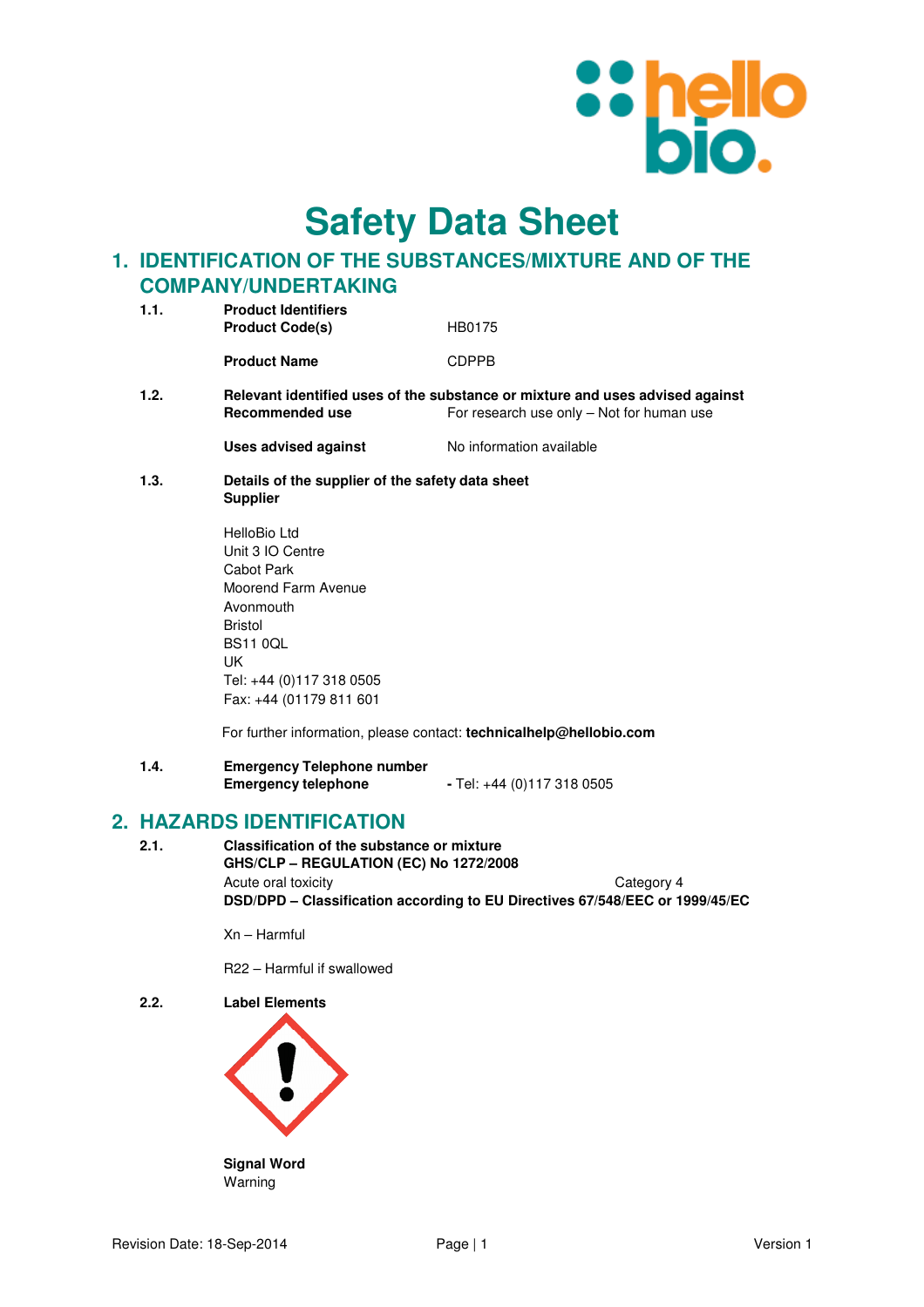# Safety Data Sheet

## 1. IDENTIFICATION OF THE SUBSTANCES/MIXTURE AND OF THE COMPANY/UNDERTAKING

**1.1. Product Identifiers**

| | |
|---|---|
| **Product Code(s)** | HB0175 |
| **Product Name** | CDPPB |

**1.2. Relevant identified uses of the substance or mixture and uses advised against**

| | |
|---|---|
| **Recommended use** | For research use only – Not for human use |
| **Uses advised against** | No information available |

**1.3. Details of the supplier of the safety data sheet**

**Supplier**

HelloBio Ltd
Unit 3 IO Centre
Cabot Park
Moorend Farm Avenue
Avonmouth
Bristol
BS11 0QL
UK
Tel: +44 (0)117 318 0505
Fax: +44 (01179 811 601

For further information, please contact: **technicalhelp@hellobio.com**

**1.4. Emergency Telephone number**

**Emergency telephone** - Tel: +44 (0)117 318 0505

## 2. HAZARDS IDENTIFICATION

**2.1. Classification of the substance or mixture**

**GHS/CLP – REGULATION (EC) No 1272/2008**

Acute oral toxicity — Category 4

**DSD/DPD – Classification according to EU Directives 67/548/EEC or 1999/45/EC**

Xn – Harmful

R22 – Harmful if swallowed

**2.2. Label Elements**

**Signal Word**
Warning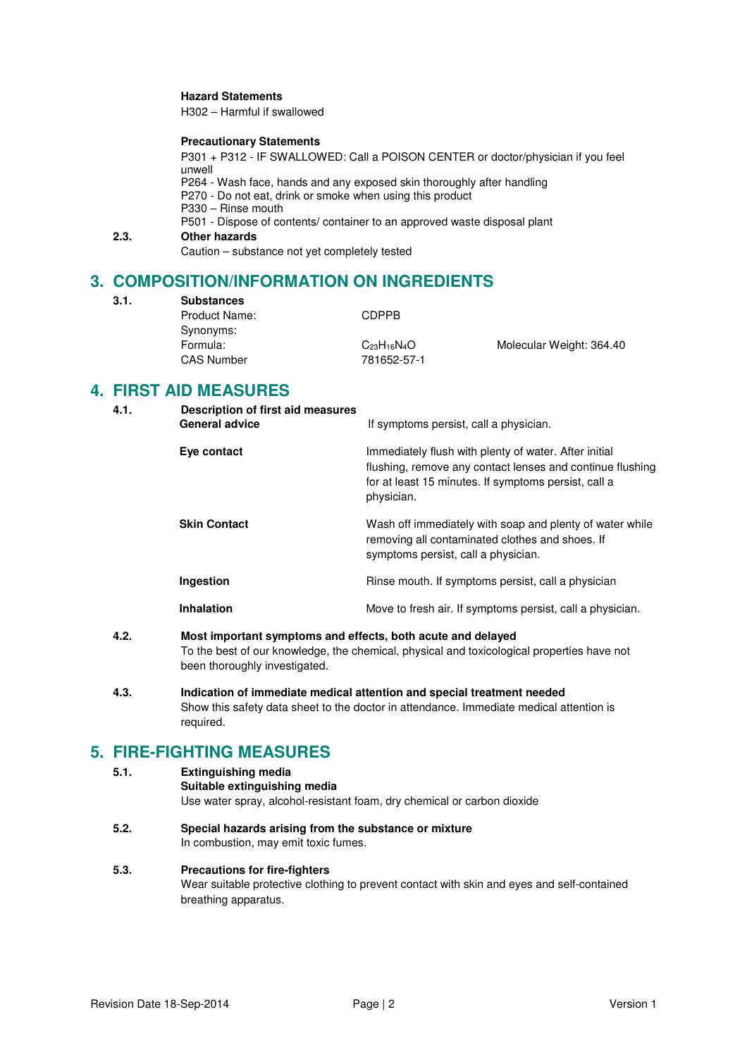**Hazard Statements**
H302 – Harmful if swallowed

**Precautionary Statements**
P301 + P312 - IF SWALLOWED: Call a POISON CENTER or doctor/physician if you feel unwell
P264 - Wash face, hands and any exposed skin thoroughly after handling
P270 - Do not eat, drink or smoke when using this product
P330 – Rinse mouth
P501 - Dispose of contents/ container to an approved waste disposal plant

**2.3. Other hazards**
Caution – substance not yet completely tested

## 3. COMPOSITION/INFORMATION ON INGREDIENTS

**3.1. Substances**

| | | |
|---|---|---|
| Product Name: | CDPPB | |
| Synonyms: | | |
| Formula: | $C_{23}H_{16}N_4O$ | Molecular Weight: 364.40 |
| CAS Number | 781652-57-1 | |

## 4. FIRST AID MEASURES

**4.1. Description of first aid measures**

| | |
|---|---|
| **General advice** | If symptoms persist, call a physician. |
| **Eye contact** | Immediately flush with plenty of water. After initial flushing, remove any contact lenses and continue flushing for at least 15 minutes. If symptoms persist, call a physician. |
| **Skin Contact** | Wash off immediately with soap and plenty of water while removing all contaminated clothes and shoes. If symptoms persist, call a physician. |
| **Ingestion** | Rinse mouth. If symptoms persist, call a physician |
| **Inhalation** | Move to fresh air. If symptoms persist, call a physician. |

**4.2. Most important symptoms and effects, both acute and delayed**
To the best of our knowledge, the chemical, physical and toxicological properties have not been thoroughly investigated.

**4.3. Indication of immediate medical attention and special treatment needed**
Show this safety data sheet to the doctor in attendance. Immediate medical attention is required.

## 5. FIRE-FIGHTING MEASURES

**5.1. Extinguishing media**
**Suitable extinguishing media**
Use water spray, alcohol-resistant foam, dry chemical or carbon dioxide

**5.2. Special hazards arising from the substance or mixture**
In combustion, may emit toxic fumes.

**5.3. Precautions for fire-fighters**
Wear suitable protective clothing to prevent contact with skin and eyes and self-contained breathing apparatus.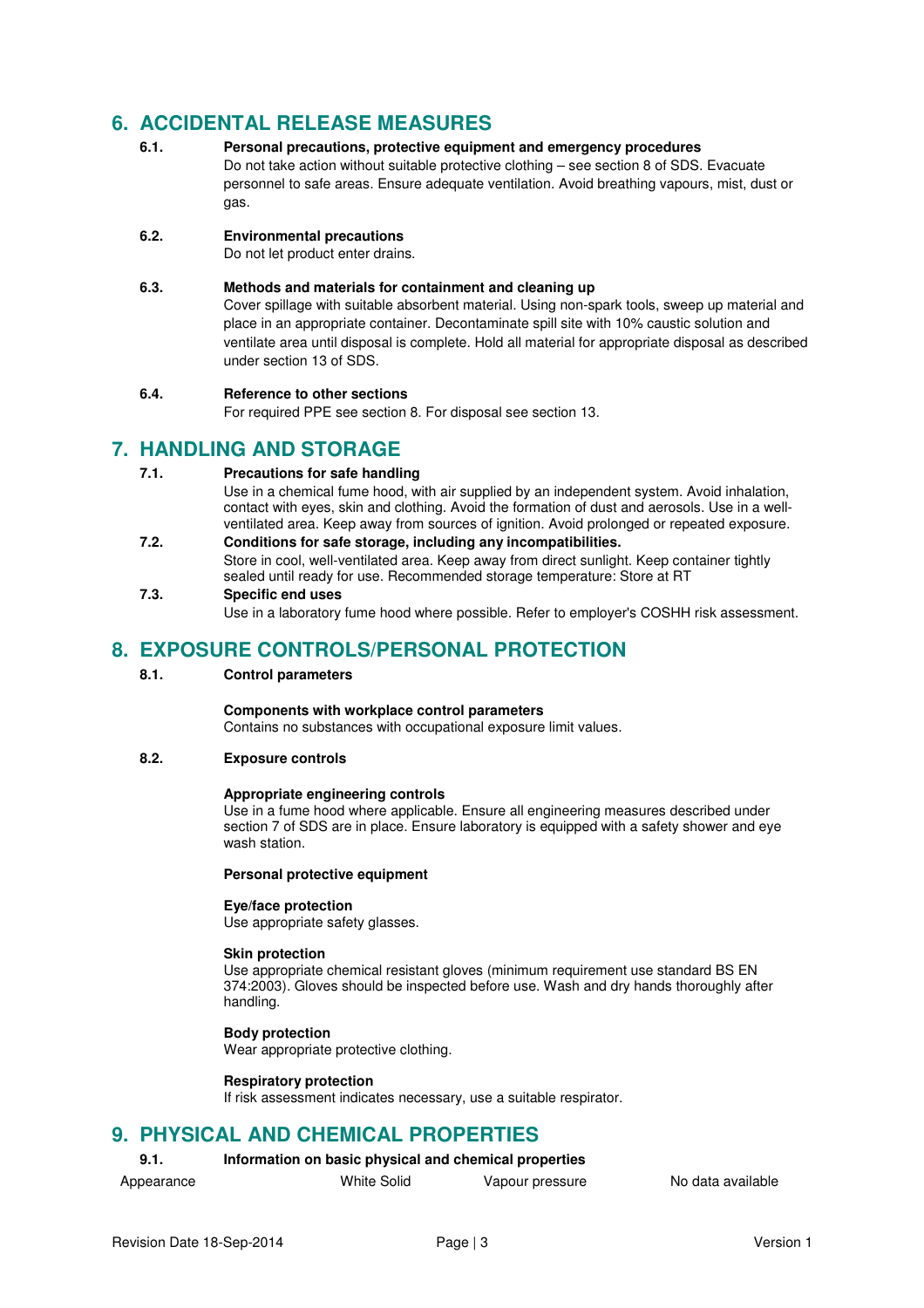# 6. ACCIDENTAL RELEASE MEASURES

**6.1. Personal precautions, protective equipment and emergency procedures**

Do not take action without suitable protective clothing – see section 8 of SDS. Evacuate personnel to safe areas. Ensure adequate ventilation. Avoid breathing vapours, mist, dust or gas.

**6.2. Environmental precautions**

Do not let product enter drains.

**6.3. Methods and materials for containment and cleaning up**

Cover spillage with suitable absorbent material. Using non-spark tools, sweep up material and place in an appropriate container. Decontaminate spill site with 10% caustic solution and ventilate area until disposal is complete. Hold all material for appropriate disposal as described under section 13 of SDS.

**6.4. Reference to other sections**

For required PPE see section 8. For disposal see section 13.

# 7. HANDLING AND STORAGE

**7.1. Precautions for safe handling**

Use in a chemical fume hood, with air supplied by an independent system. Avoid inhalation, contact with eyes, skin and clothing. Avoid the formation of dust and aerosols. Use in a well-ventilated area. Keep away from sources of ignition. Avoid prolonged or repeated exposure.

**7.2. Conditions for safe storage, including any incompatibilities.**

Store in cool, well-ventilated area. Keep away from direct sunlight. Keep container tightly sealed until ready for use. Recommended storage temperature: Store at RT

**7.3. Specific end uses**

Use in a laboratory fume hood where possible. Refer to employer's COSHH risk assessment.

# 8. EXPOSURE CONTROLS/PERSONAL PROTECTION

**8.1. Control parameters**

**Components with workplace control parameters**

Contains no substances with occupational exposure limit values.

**8.2. Exposure controls**

**Appropriate engineering controls**

Use in a fume hood where applicable. Ensure all engineering measures described under section 7 of SDS are in place. Ensure laboratory is equipped with a safety shower and eye wash station.

**Personal protective equipment**

**Eye/face protection**

Use appropriate safety glasses.

**Skin protection**

Use appropriate chemical resistant gloves (minimum requirement use standard BS EN 374:2003). Gloves should be inspected before use. Wash and dry hands thoroughly after handling.

**Body protection**

Wear appropriate protective clothing.

**Respiratory protection**

If risk assessment indicates necessary, use a suitable respirator.

# 9. PHYSICAL AND CHEMICAL PROPERTIES

**9.1. Information on basic physical and chemical properties**

| | | | |
|---|---|---|---|
| Appearance | White Solid | Vapour pressure | No data available |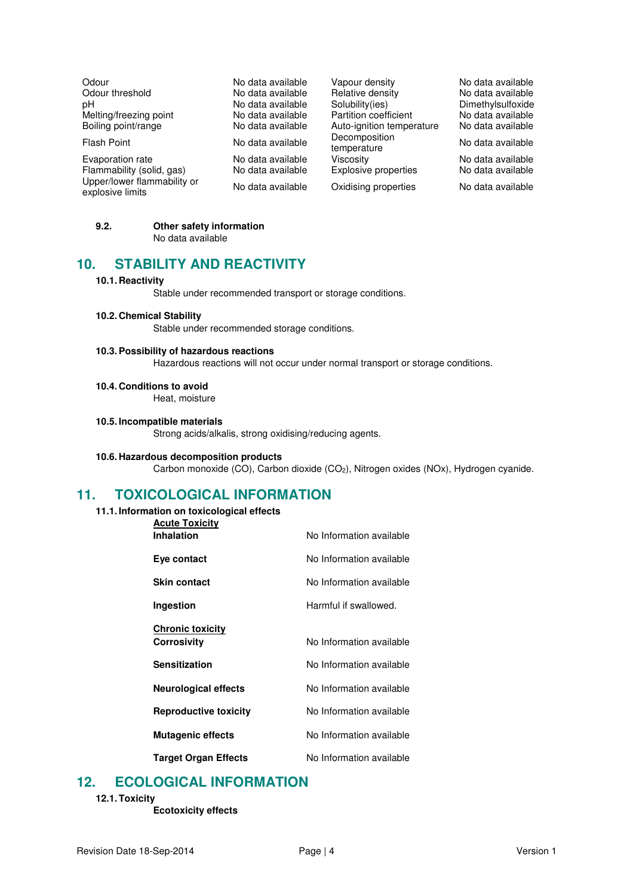| | | | |
|---|---|---|---|
| Odour | No data available | Vapour density | No data available |
| Odour threshold | No data available | Relative density | No data available |
| pH | No data available | Solubility(ies) | Dimethylsulfoxide |
| Melting/freezing point | No data available | Partition coefficient | No data available |
| Boiling point/range | No data available | Auto-ignition temperature | No data available |
| Flash Point | No data available | Decomposition temperature | No data available |
| Evaporation rate | No data available | Viscosity | No data available |
| Flammability (solid, gas) | No data available | Explosive properties | No data available |
| Upper/lower flammability or explosive limits | No data available | Oxidising properties | No data available |

**9.2. Other safety information**

No data available

## 10. STABILITY AND REACTIVITY

**10.1. Reactivity**

Stable under recommended transport or storage conditions.

**10.2. Chemical Stability**

Stable under recommended storage conditions.

**10.3. Possibility of hazardous reactions**

Hazardous reactions will not occur under normal transport or storage conditions.

**10.4. Conditions to avoid**

Heat, moisture

**10.5. Incompatible materials**

Strong acids/alkalis, strong oxidising/reducing agents.

**10.6. Hazardous decomposition products**

Carbon monoxide (CO), Carbon dioxide ($CO_2$), Nitrogen oxides (NOx), Hydrogen cyanide.

## 11. TOXICOLOGICAL INFORMATION

**11.1. Information on toxicological effects**

**Acute Toxicity**

| | |
|---|---|
| **Inhalation** | No Information available |
| **Eye contact** | No Information available |
| **Skin contact** | No Information available |
| **Ingestion** | Harmful if swallowed. |

**Chronic toxicity**

| | |
|---|---|
| **Corrosivity** | No Information available |
| **Sensitization** | No Information available |
| **Neurological effects** | No Information available |
| **Reproductive toxicity** | No Information available |
| **Mutagenic effects** | No Information available |
| **Target Organ Effects** | No Information available |

## 12. ECOLOGICAL INFORMATION

**12.1. Toxicity**

**Ecotoxicity effects**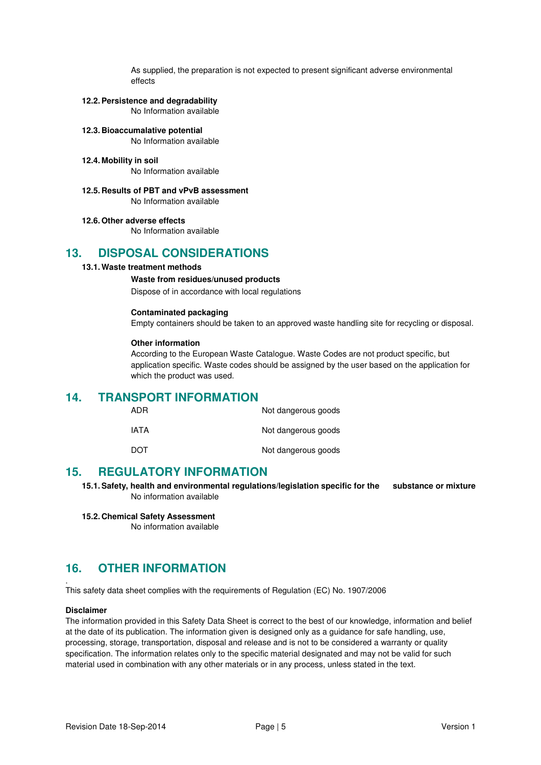As supplied, the preparation is not expected to present significant adverse environmental effects

### 12.2. Persistence and degradability

No Information available

### 12.3. Bioaccumalative potential

No Information available

### 12.4. Mobility in soil

No Information available

### 12.5. Results of PBT and vPvB assessment

No Information available

### 12.6. Other adverse effects

No Information available

## 13. DISPOSAL CONSIDERATIONS

### 13.1. Waste treatment methods

**Waste from residues/unused products**

Dispose of in accordance with local regulations

**Contaminated packaging**

Empty containers should be taken to an approved waste handling site for recycling or disposal.

**Other information**

According to the European Waste Catalogue. Waste Codes are not product specific, but application specific. Waste codes should be assigned by the user based on the application for which the product was used.

## 14. TRANSPORT INFORMATION

| | |
|---|---|
| ADR | Not dangerous goods |
| IATA | Not dangerous goods |
| DOT | Not dangerous goods |

## 15. REGULATORY INFORMATION

### 15.1. Safety, health and environmental regulations/legislation specific for the substance or mixture

No information available

### 15.2. Chemical Safety Assessment

No information available

## 16. OTHER INFORMATION

.
This safety data sheet complies with the requirements of Regulation (EC) No. 1907/2006

**Disclaimer**

The information provided in this Safety Data Sheet is correct to the best of our knowledge, information and belief at the date of its publication. The information given is designed only as a guidance for safe handling, use, processing, storage, transportation, disposal and release and is not to be considered a warranty or quality specification. The information relates only to the specific material designated and may not be valid for such material used in combination with any other materials or in any process, unless stated in the text.

Revision Date 18-Sep-2014 Version 1